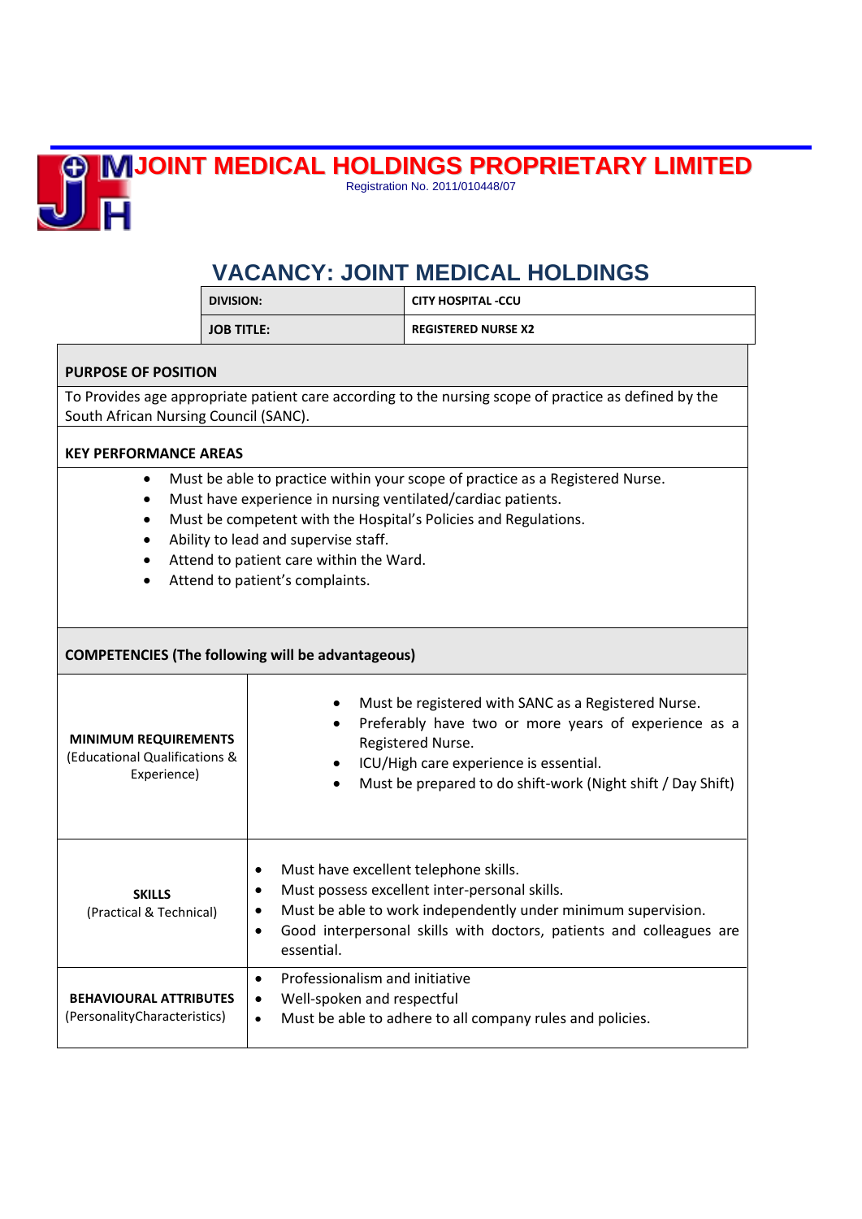# JOINT MEDICAL HOLDINGS PROPRIETARY LIMITED

Registration No. 2011/010448/07

## VACANCY: JOINT MEDICAL HOLDINGS

| DIVISION: | CITY HOSPITAL -CCU |
|---|---|
| JOB TITLE: | REGISTERED NURSE X2 |

**PURPOSE OF POSITION**

To Provides age appropriate patient care according to the nursing scope of practice as defined by the South African Nursing Council (SANC).

**KEY PERFORMANCE AREAS**

- Must be able to practice within your scope of practice as a Registered Nurse.
- Must have experience in nursing ventilated/cardiac patients.
- Must be competent with the Hospital's Policies and Regulations.
- Ability to lead and supervise staff.
- Attend to patient care within the Ward.
- Attend to patient's complaints.

**COMPETENCIES (The following will be advantageous)**

| | |
|---|---|
| **MINIMUM REQUIREMENTS** (Educational Qualifications & Experience) | • Must be registered with SANC as a Registered Nurse.<br>• Preferably have two or more years of experience as a Registered Nurse.<br>• ICU/High care experience is essential.<br>• Must be prepared to do shift-work (Night shift / Day Shift) |
| **SKILLS** (Practical & Technical) | • Must have excellent telephone skills.<br>• Must possess excellent inter-personal skills.<br>• Must be able to work independently under minimum supervision.<br>• Good interpersonal skills with doctors, patients and colleagues are essential. |
| **BEHAVIOURAL ATTRIBUTES** (PersonalityCharacteristics) | • Professionalism and initiative<br>• Well-spoken and respectful<br>• Must be able to adhere to all company rules and policies. |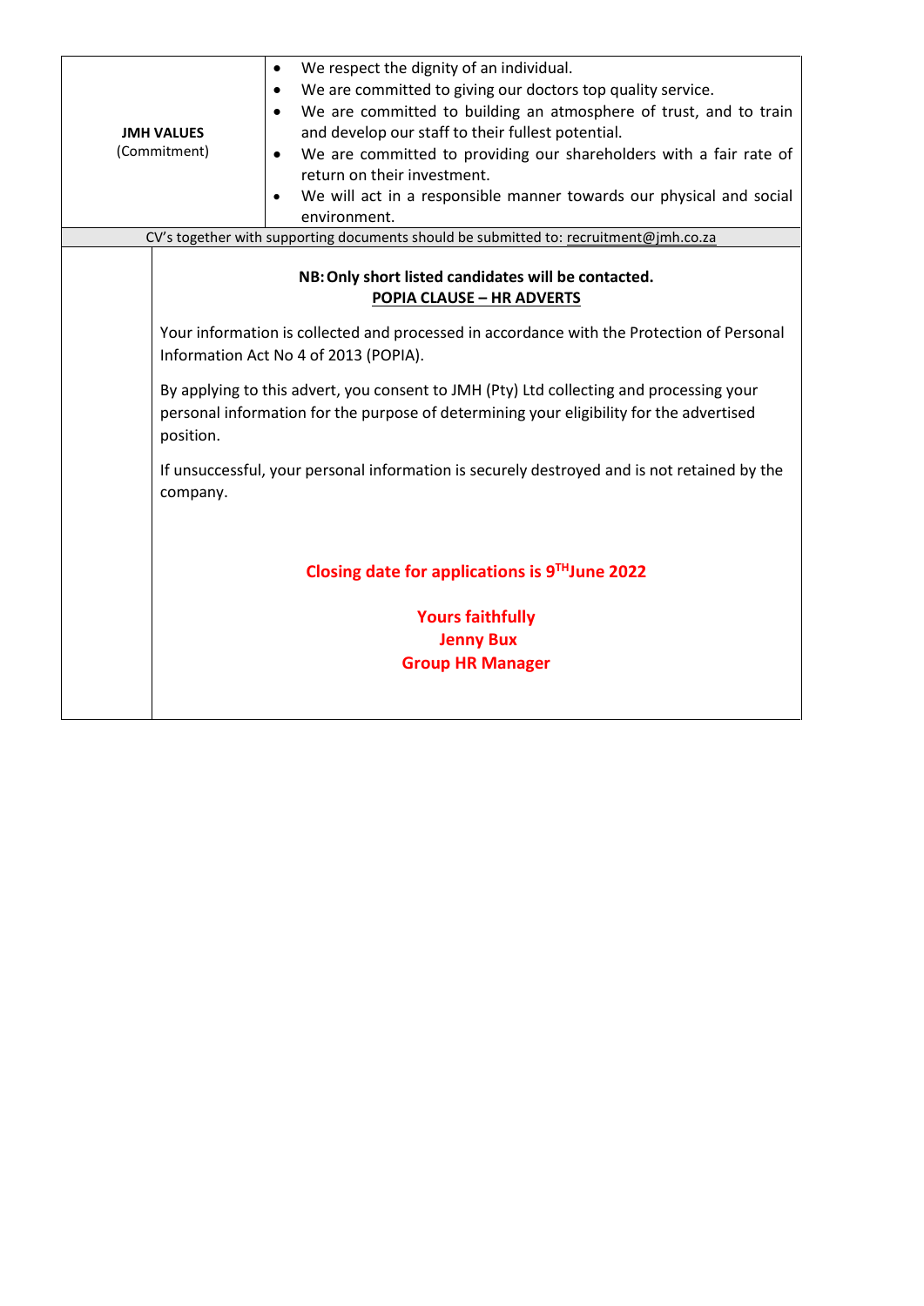| | |
|---|---|
| **JMH VALUES** (Commitment) | • We respect the dignity of an individual.<br>• We are committed to giving our doctors top quality service.<br>• We are committed to building an atmosphere of trust, and to train and develop our staff to their fullest potential.<br>• We are committed to providing our shareholders with a fair rate of return on their investment.<br>• We will act in a responsible manner towards our physical and social environment. |

CV's together with supporting documents should be submitted to: recruitment@jmh.co.za

**NB: Only short listed candidates will be contacted.**

**POPIA CLAUSE – HR ADVERTS**

Your information is collected and processed in accordance with the Protection of Personal Information Act No 4 of 2013 (POPIA).

By applying to this advert, you consent to JMH (Pty) Ltd collecting and processing your personal information for the purpose of determining your eligibility for the advertised position.

If unsuccessful, your personal information is securely destroyed and is not retained by the company.

**Closing date for applications is 9TH June 2022**

**Yours faithfully**
**Jenny Bux**
**Group HR Manager**